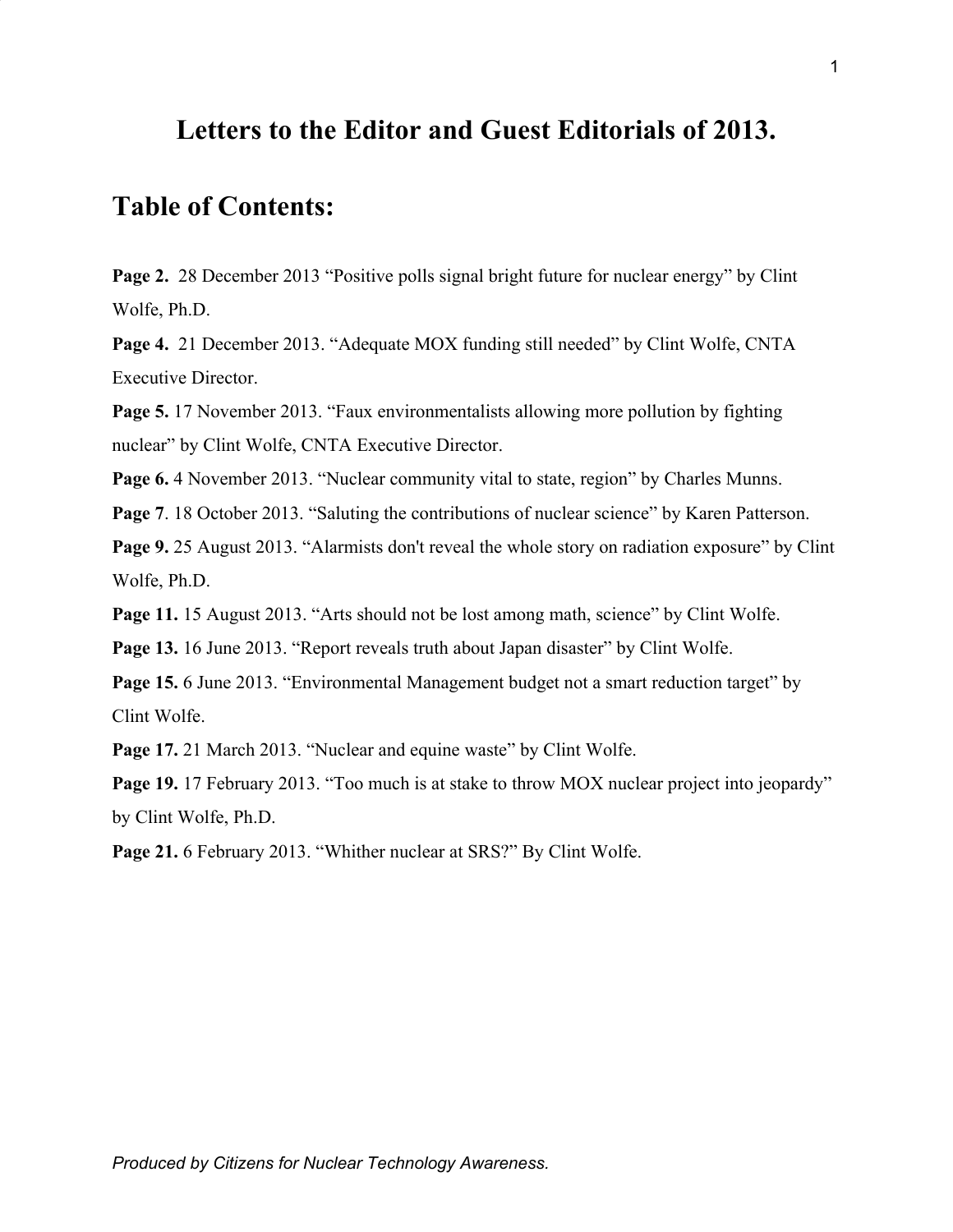# Letters to the Editor and Guest Editorials of 2013.

## Table of Contents:

**Page 2.** 28 December 2013 “Positive polls signal bright future for nuclear energy” by Clint Wolfe, Ph.D.

**Page 4.** 21 December 2013. “Adequate MOX funding still needed” by Clint Wolfe, CNTA Executive Director.

**Page 5.** 17 November 2013. “Faux environmentalists allowing more pollution by fighting nuclear” by Clint Wolfe, CNTA Executive Director.

**Page 6.** 4 November 2013. “Nuclear community vital to state, region” by Charles Munns.

**Page 7**. 18 October 2013. “Saluting the contributions of nuclear science” by Karen Patterson.

**Page 9.** 25 August 2013. “Alarmists don't reveal the whole story on radiation exposure” by Clint Wolfe, Ph.D.

**Page 11.** 15 August 2013. “Arts should not be lost among math, science” by Clint Wolfe.

**Page 13.** 16 June 2013. “Report reveals truth about Japan disaster” by Clint Wolfe.

**Page 15.** 6 June 2013. “Environmental Management budget not a smart reduction target” by Clint Wolfe.

**Page 17.** 21 March 2013. “Nuclear and equine waste” by Clint Wolfe.

**Page 19.** 17 February 2013. “Too much is at stake to throw MOX nuclear project into jeopardy” by Clint Wolfe, Ph.D.

**Page 21.** 6 February 2013. “Whither nuclear at SRS?” By Clint Wolfe.

*Produced by Citizens for Nuclear Technology Awareness.*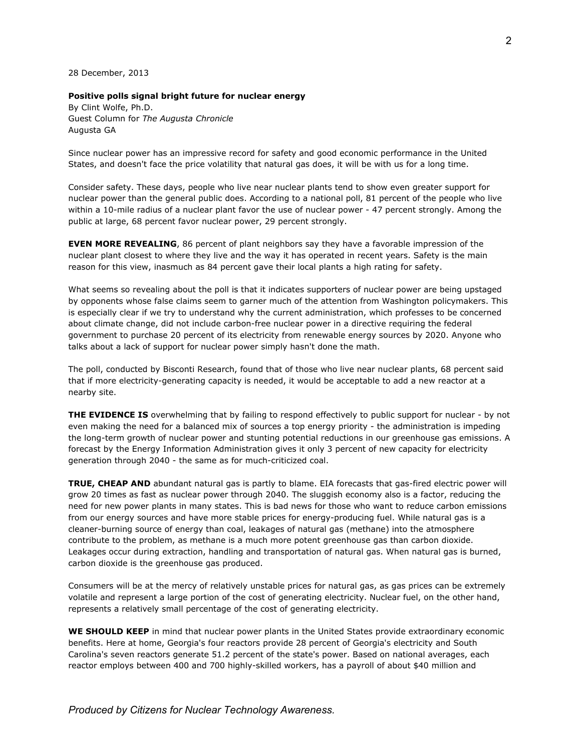28 December, 2013

**Positive polls signal bright future for nuclear energy**
By Clint Wolfe, Ph.D.
Guest Column for *The Augusta Chronicle*
Augusta GA

Since nuclear power has an impressive record for safety and good economic performance in the United States, and doesn't face the price volatility that natural gas does, it will be with us for a long time.

Consider safety. These days, people who live near nuclear plants tend to show even greater support for nuclear power than the general public does. According to a national poll, 81 percent of the people who live within a 10-mile radius of a nuclear plant favor the use of nuclear power - 47 percent strongly. Among the public at large, 68 percent favor nuclear power, 29 percent strongly.

**EVEN MORE REVEALING**, 86 percent of plant neighbors say they have a favorable impression of the nuclear plant closest to where they live and the way it has operated in recent years. Safety is the main reason for this view, inasmuch as 84 percent gave their local plants a high rating for safety.

What seems so revealing about the poll is that it indicates supporters of nuclear power are being upstaged by opponents whose false claims seem to garner much of the attention from Washington policymakers. This is especially clear if we try to understand why the current administration, which professes to be concerned about climate change, did not include carbon-free nuclear power in a directive requiring the federal government to purchase 20 percent of its electricity from renewable energy sources by 2020. Anyone who talks about a lack of support for nuclear power simply hasn't done the math.

The poll, conducted by Bisconti Research, found that of those who live near nuclear plants, 68 percent said that if more electricity-generating capacity is needed, it would be acceptable to add a new reactor at a nearby site.

**THE EVIDENCE IS** overwhelming that by failing to respond effectively to public support for nuclear - by not even making the need for a balanced mix of sources a top energy priority - the administration is impeding the long-term growth of nuclear power and stunting potential reductions in our greenhouse gas emissions. A forecast by the Energy Information Administration gives it only 3 percent of new capacity for electricity generation through 2040 - the same as for much-criticized coal.

**TRUE, CHEAP AND** abundant natural gas is partly to blame. EIA forecasts that gas-fired electric power will grow 20 times as fast as nuclear power through 2040. The sluggish economy also is a factor, reducing the need for new power plants in many states. This is bad news for those who want to reduce carbon emissions from our energy sources and have more stable prices for energy-producing fuel. While natural gas is a cleaner-burning source of energy than coal, leakages of natural gas (methane) into the atmosphere contribute to the problem, as methane is a much more potent greenhouse gas than carbon dioxide. Leakages occur during extraction, handling and transportation of natural gas. When natural gas is burned, carbon dioxide is the greenhouse gas produced.

Consumers will be at the mercy of relatively unstable prices for natural gas, as gas prices can be extremely volatile and represent a large portion of the cost of generating electricity. Nuclear fuel, on the other hand, represents a relatively small percentage of the cost of generating electricity.

**WE SHOULD KEEP** in mind that nuclear power plants in the United States provide extraordinary economic benefits. Here at home, Georgia's four reactors provide 28 percent of Georgia's electricity and South Carolina's seven reactors generate 51.2 percent of the state's power. Based on national averages, each reactor employs between 400 and 700 highly-skilled workers, has a payroll of about $40 million and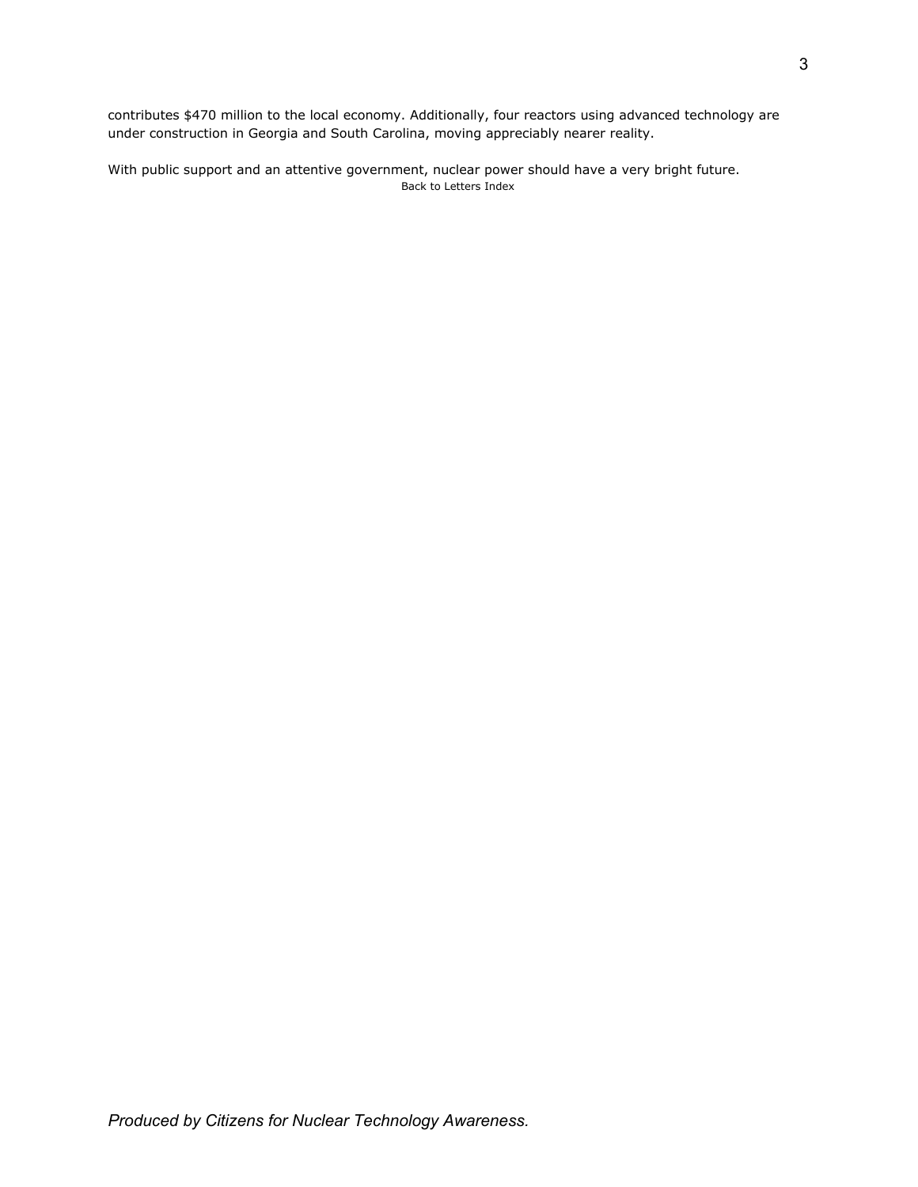contributes $470 million to the local economy. Additionally, four reactors using advanced technology are under construction in Georgia and South Carolina, moving appreciably nearer reality.

With public support and an attentive government, nuclear power should have a very bright future.

Back to Letters Index

*Produced by Citizens for Nuclear Technology Awareness.*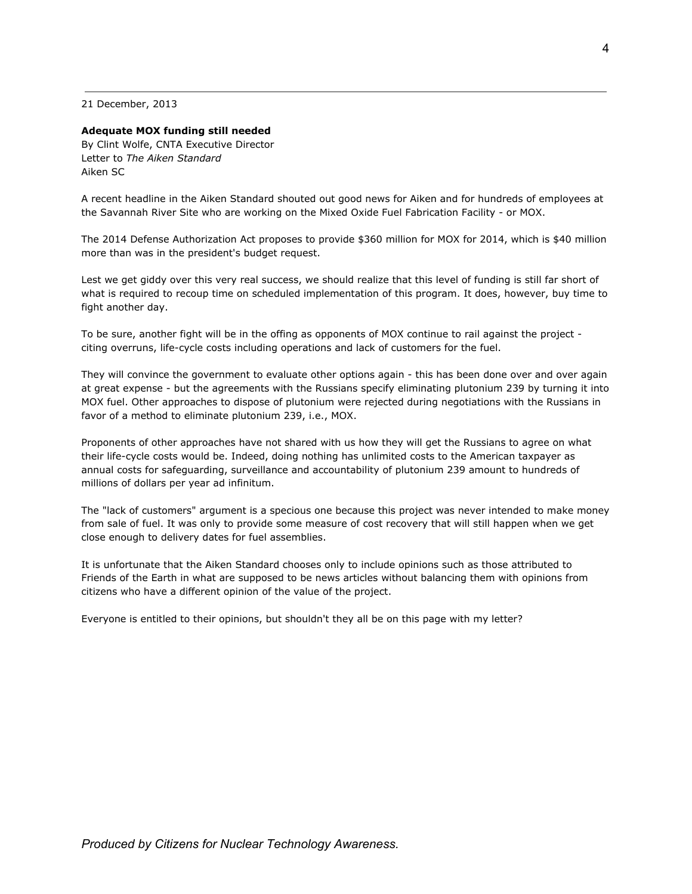21 December, 2013

**Adequate MOX funding still needed**
By Clint Wolfe, CNTA Executive Director
Letter to *The Aiken Standard*
Aiken SC

A recent headline in the Aiken Standard shouted out good news for Aiken and for hundreds of employees at the Savannah River Site who are working on the Mixed Oxide Fuel Fabrication Facility - or MOX.

The 2014 Defense Authorization Act proposes to provide $360 million for MOX for 2014, which is $40 million more than was in the president's budget request.

Lest we get giddy over this very real success, we should realize that this level of funding is still far short of what is required to recoup time on scheduled implementation of this program. It does, however, buy time to fight another day.

To be sure, another fight will be in the offing as opponents of MOX continue to rail against the project - citing overruns, life-cycle costs including operations and lack of customers for the fuel.

They will convince the government to evaluate other options again - this has been done over and over again at great expense - but the agreements with the Russians specify eliminating plutonium 239 by turning it into MOX fuel. Other approaches to dispose of plutonium were rejected during negotiations with the Russians in favor of a method to eliminate plutonium 239, i.e., MOX.

Proponents of other approaches have not shared with us how they will get the Russians to agree on what their life-cycle costs would be. Indeed, doing nothing has unlimited costs to the American taxpayer as annual costs for safeguarding, surveillance and accountability of plutonium 239 amount to hundreds of millions of dollars per year ad infinitum.

The "lack of customers" argument is a specious one because this project was never intended to make money from sale of fuel. It was only to provide some measure of cost recovery that will still happen when we get close enough to delivery dates for fuel assemblies.

It is unfortunate that the Aiken Standard chooses only to include opinions such as those attributed to Friends of the Earth in what are supposed to be news articles without balancing them with opinions from citizens who have a different opinion of the value of the project.

Everyone is entitled to their opinions, but shouldn't they all be on this page with my letter?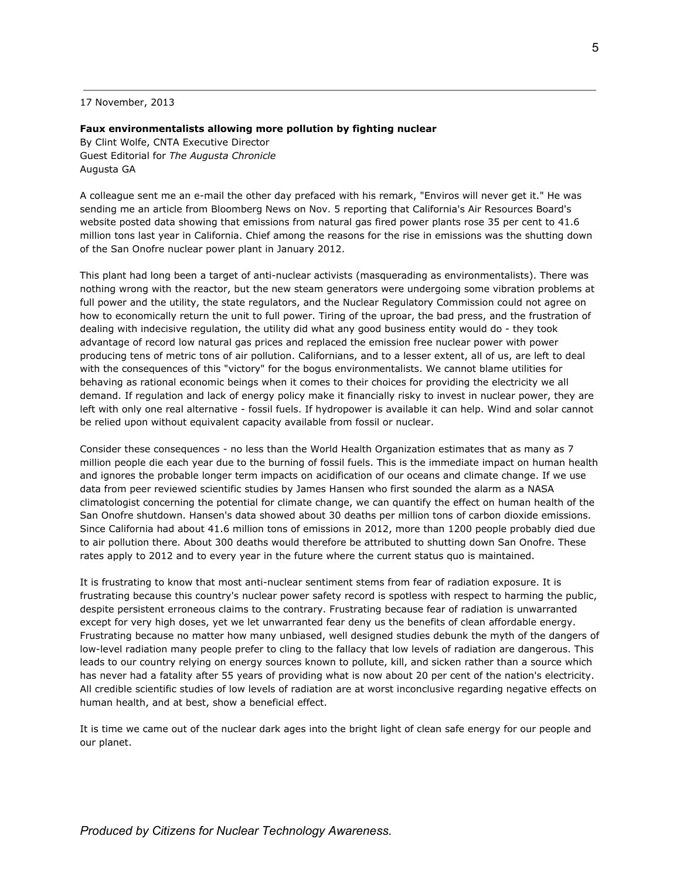17 November, 2013

**Faux environmentalists allowing more pollution by fighting nuclear**

By Clint Wolfe, CNTA Executive Director
Guest Editorial for *The Augusta Chronicle*
Augusta GA

A colleague sent me an e-mail the other day prefaced with his remark, "Enviros will never get it." He was sending me an article from Bloomberg News on Nov. 5 reporting that California's Air Resources Board's website posted data showing that emissions from natural gas fired power plants rose 35 per cent to 41.6 million tons last year in California. Chief among the reasons for the rise in emissions was the shutting down of the San Onofre nuclear power plant in January 2012.

This plant had long been a target of anti-nuclear activists (masquerading as environmentalists). There was nothing wrong with the reactor, but the new steam generators were undergoing some vibration problems at full power and the utility, the state regulators, and the Nuclear Regulatory Commission could not agree on how to economically return the unit to full power. Tiring of the uproar, the bad press, and the frustration of dealing with indecisive regulation, the utility did what any good business entity would do - they took advantage of record low natural gas prices and replaced the emission free nuclear power with power producing tens of metric tons of air pollution. Californians, and to a lesser extent, all of us, are left to deal with the consequences of this "victory" for the bogus environmentalists. We cannot blame utilities for behaving as rational economic beings when it comes to their choices for providing the electricity we all demand. If regulation and lack of energy policy make it financially risky to invest in nuclear power, they are left with only one real alternative - fossil fuels. If hydropower is available it can help. Wind and solar cannot be relied upon without equivalent capacity available from fossil or nuclear.

Consider these consequences - no less than the World Health Organization estimates that as many as 7 million people die each year due to the burning of fossil fuels. This is the immediate impact on human health and ignores the probable longer term impacts on acidification of our oceans and climate change. If we use data from peer reviewed scientific studies by James Hansen who first sounded the alarm as a NASA climatologist concerning the potential for climate change, we can quantify the effect on human health of the San Onofre shutdown. Hansen's data showed about 30 deaths per million tons of carbon dioxide emissions. Since California had about 41.6 million tons of emissions in 2012, more than 1200 people probably died due to air pollution there. About 300 deaths would therefore be attributed to shutting down San Onofre. These rates apply to 2012 and to every year in the future where the current status quo is maintained.

It is frustrating to know that most anti-nuclear sentiment stems from fear of radiation exposure. It is frustrating because this country's nuclear power safety record is spotless with respect to harming the public, despite persistent erroneous claims to the contrary. Frustrating because fear of radiation is unwarranted except for very high doses, yet we let unwarranted fear deny us the benefits of clean affordable energy. Frustrating because no matter how many unbiased, well designed studies debunk the myth of the dangers of low-level radiation many people prefer to cling to the fallacy that low levels of radiation are dangerous. This leads to our country relying on energy sources known to pollute, kill, and sicken rather than a source which has never had a fatality after 55 years of providing what is now about 20 per cent of the nation's electricity. All credible scientific studies of low levels of radiation are at worst inconclusive regarding negative effects on human health, and at best, show a beneficial effect.

It is time we came out of the nuclear dark ages into the bright light of clean safe energy for our people and our planet.

*Produced by Citizens for Nuclear Technology Awareness.*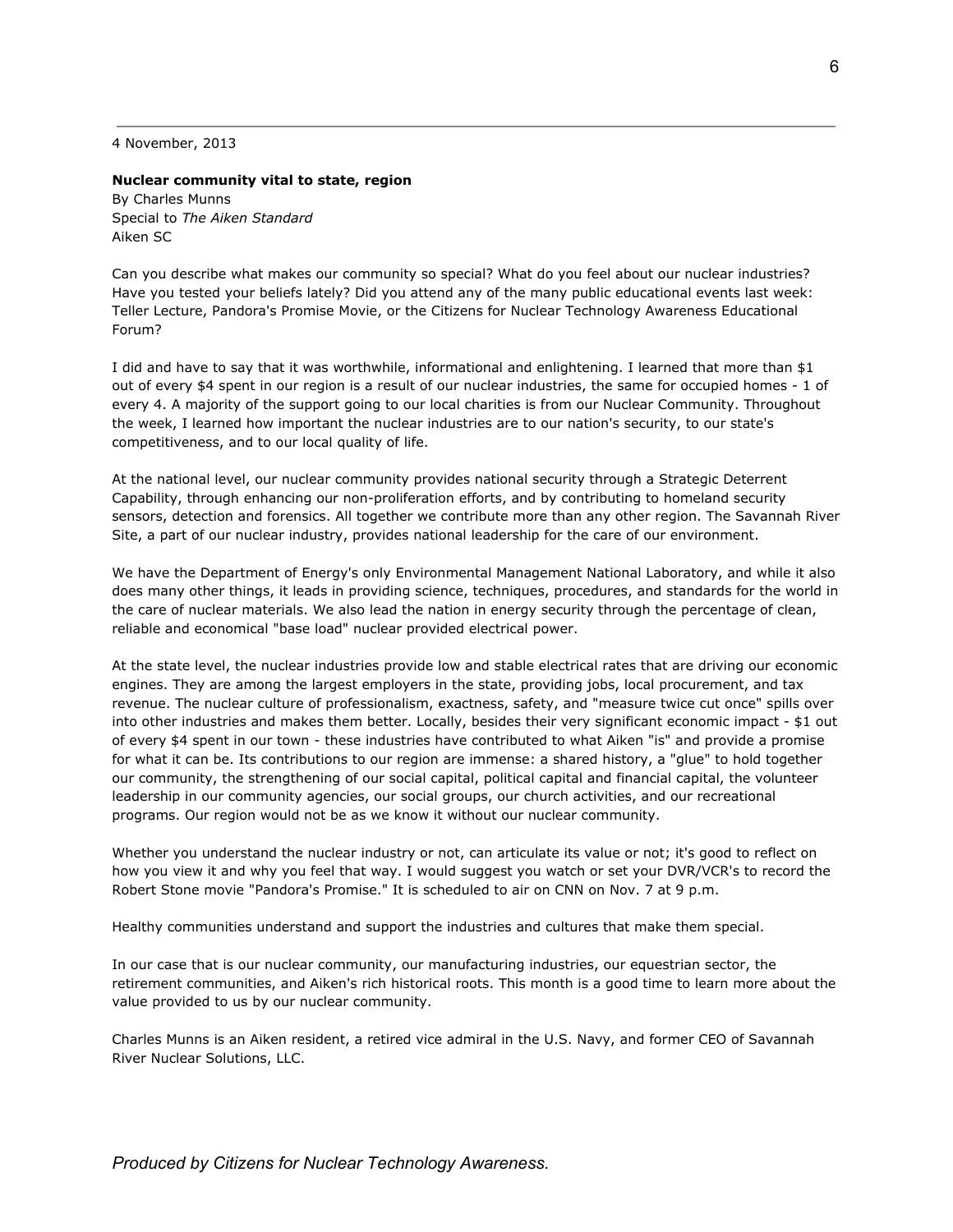4 November, 2013

**Nuclear community vital to state, region**

By Charles Munns
Special to *The Aiken Standard*
Aiken SC

Can you describe what makes our community so special? What do you feel about our nuclear industries? Have you tested your beliefs lately? Did you attend any of the many public educational events last week: Teller Lecture, Pandora's Promise Movie, or the Citizens for Nuclear Technology Awareness Educational Forum?

I did and have to say that it was worthwhile, informational and enlightening. I learned that more than $1 out of every $4 spent in our region is a result of our nuclear industries, the same for occupied homes - 1 of every 4. A majority of the support going to our local charities is from our Nuclear Community. Throughout the week, I learned how important the nuclear industries are to our nation's security, to our state's competitiveness, and to our local quality of life.

At the national level, our nuclear community provides national security through a Strategic Deterrent Capability, through enhancing our non-proliferation efforts, and by contributing to homeland security sensors, detection and forensics. All together we contribute more than any other region. The Savannah River Site, a part of our nuclear industry, provides national leadership for the care of our environment.

We have the Department of Energy's only Environmental Management National Laboratory, and while it also does many other things, it leads in providing science, techniques, procedures, and standards for the world in the care of nuclear materials. We also lead the nation in energy security through the percentage of clean, reliable and economical "base load" nuclear provided electrical power.

At the state level, the nuclear industries provide low and stable electrical rates that are driving our economic engines. They are among the largest employers in the state, providing jobs, local procurement, and tax revenue. The nuclear culture of professionalism, exactness, safety, and "measure twice cut once" spills over into other industries and makes them better. Locally, besides their very significant economic impact - $1 out of every $4 spent in our town - these industries have contributed to what Aiken "is" and provide a promise for what it can be. Its contributions to our region are immense: a shared history, a "glue" to hold together our community, the strengthening of our social capital, political capital and financial capital, the volunteer leadership in our community agencies, our social groups, our church activities, and our recreational programs. Our region would not be as we know it without our nuclear community.

Whether you understand the nuclear industry or not, can articulate its value or not; it's good to reflect on how you view it and why you feel that way. I would suggest you watch or set your DVR/VCR's to record the Robert Stone movie "Pandora's Promise." It is scheduled to air on CNN on Nov. 7 at 9 p.m.

Healthy communities understand and support the industries and cultures that make them special.

In our case that is our nuclear community, our manufacturing industries, our equestrian sector, the retirement communities, and Aiken's rich historical roots. This month is a good time to learn more about the value provided to us by our nuclear community.

Charles Munns is an Aiken resident, a retired vice admiral in the U.S. Navy, and former CEO of Savannah River Nuclear Solutions, LLC.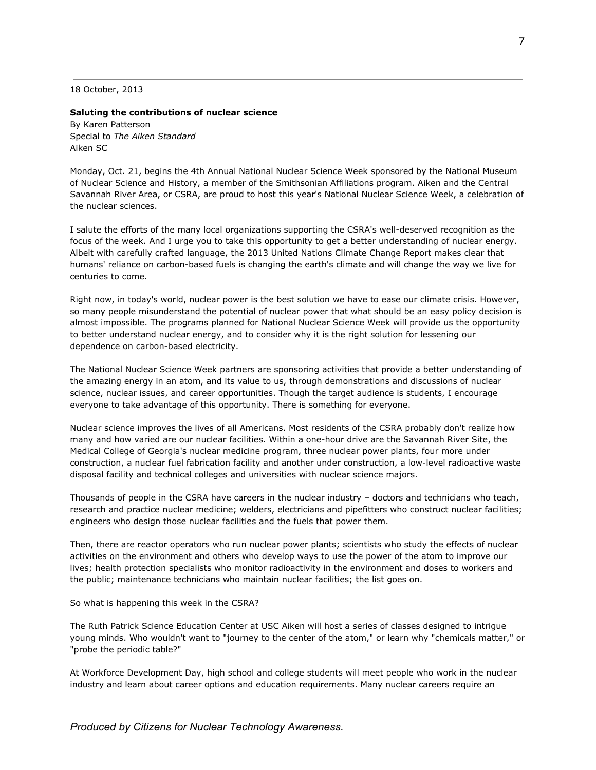18 October, 2013

**Saluting the contributions of nuclear science**
By Karen Patterson
Special to *The Aiken Standard*
Aiken SC

Monday, Oct. 21, begins the 4th Annual National Nuclear Science Week sponsored by the National Museum of Nuclear Science and History, a member of the Smithsonian Affiliations program. Aiken and the Central Savannah River Area, or CSRA, are proud to host this year's National Nuclear Science Week, a celebration of the nuclear sciences.

I salute the efforts of the many local organizations supporting the CSRA's well-deserved recognition as the focus of the week. And I urge you to take this opportunity to get a better understanding of nuclear energy. Albeit with carefully crafted language, the 2013 United Nations Climate Change Report makes clear that humans' reliance on carbon-based fuels is changing the earth's climate and will change the way we live for centuries to come.

Right now, in today's world, nuclear power is the best solution we have to ease our climate crisis. However, so many people misunderstand the potential of nuclear power that what should be an easy policy decision is almost impossible. The programs planned for National Nuclear Science Week will provide us the opportunity to better understand nuclear energy, and to consider why it is the right solution for lessening our dependence on carbon-based electricity.

The National Nuclear Science Week partners are sponsoring activities that provide a better understanding of the amazing energy in an atom, and its value to us, through demonstrations and discussions of nuclear science, nuclear issues, and career opportunities. Though the target audience is students, I encourage everyone to take advantage of this opportunity. There is something for everyone.

Nuclear science improves the lives of all Americans. Most residents of the CSRA probably don't realize how many and how varied are our nuclear facilities. Within a one-hour drive are the Savannah River Site, the Medical College of Georgia's nuclear medicine program, three nuclear power plants, four more under construction, a nuclear fuel fabrication facility and another under construction, a low-level radioactive waste disposal facility and technical colleges and universities with nuclear science majors.

Thousands of people in the CSRA have careers in the nuclear industry – doctors and technicians who teach, research and practice nuclear medicine; welders, electricians and pipefitters who construct nuclear facilities; engineers who design those nuclear facilities and the fuels that power them.

Then, there are reactor operators who run nuclear power plants; scientists who study the effects of nuclear activities on the environment and others who develop ways to use the power of the atom to improve our lives; health protection specialists who monitor radioactivity in the environment and doses to workers and the public; maintenance technicians who maintain nuclear facilities; the list goes on.

So what is happening this week in the CSRA?

The Ruth Patrick Science Education Center at USC Aiken will host a series of classes designed to intrigue young minds. Who wouldn't want to "journey to the center of the atom," or learn why "chemicals matter," or "probe the periodic table?"

At Workforce Development Day, high school and college students will meet people who work in the nuclear industry and learn about career options and education requirements. Many nuclear careers require an

*Produced by Citizens for Nuclear Technology Awareness.*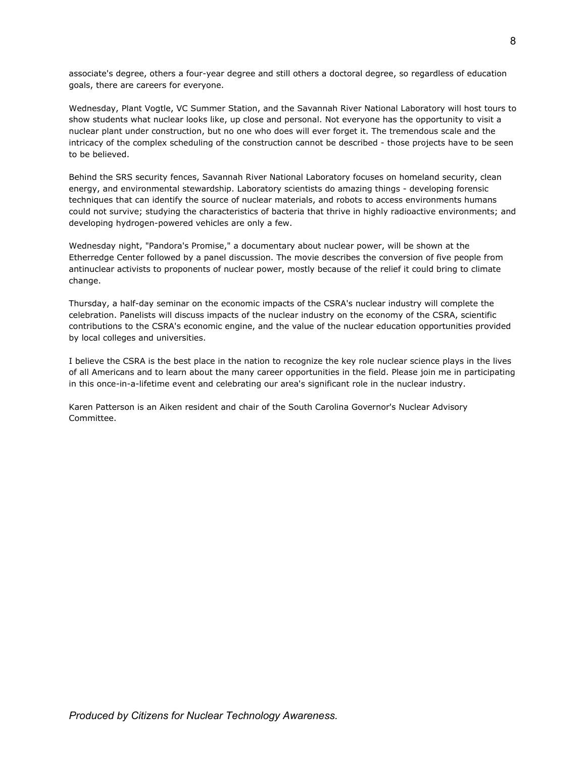associate's degree, others a four-year degree and still others a doctoral degree, so regardless of education goals, there are careers for everyone.

Wednesday, Plant Vogtle, VC Summer Station, and the Savannah River National Laboratory will host tours to show students what nuclear looks like, up close and personal. Not everyone has the opportunity to visit a nuclear plant under construction, but no one who does will ever forget it. The tremendous scale and the intricacy of the complex scheduling of the construction cannot be described - those projects have to be seen to be believed.

Behind the SRS security fences, Savannah River National Laboratory focuses on homeland security, clean energy, and environmental stewardship. Laboratory scientists do amazing things - developing forensic techniques that can identify the source of nuclear materials, and robots to access environments humans could not survive; studying the characteristics of bacteria that thrive in highly radioactive environments; and developing hydrogen-powered vehicles are only a few.

Wednesday night, "Pandora's Promise," a documentary about nuclear power, will be shown at the Etherredge Center followed by a panel discussion. The movie describes the conversion of five people from antinuclear activists to proponents of nuclear power, mostly because of the relief it could bring to climate change.

Thursday, a half-day seminar on the economic impacts of the CSRA's nuclear industry will complete the celebration. Panelists will discuss impacts of the nuclear industry on the economy of the CSRA, scientific contributions to the CSRA's economic engine, and the value of the nuclear education opportunities provided by local colleges and universities.

I believe the CSRA is the best place in the nation to recognize the key role nuclear science plays in the lives of all Americans and to learn about the many career opportunities in the field. Please join me in participating in this once-in-a-lifetime event and celebrating our area's significant role in the nuclear industry.

Karen Patterson is an Aiken resident and chair of the South Carolina Governor's Nuclear Advisory Committee.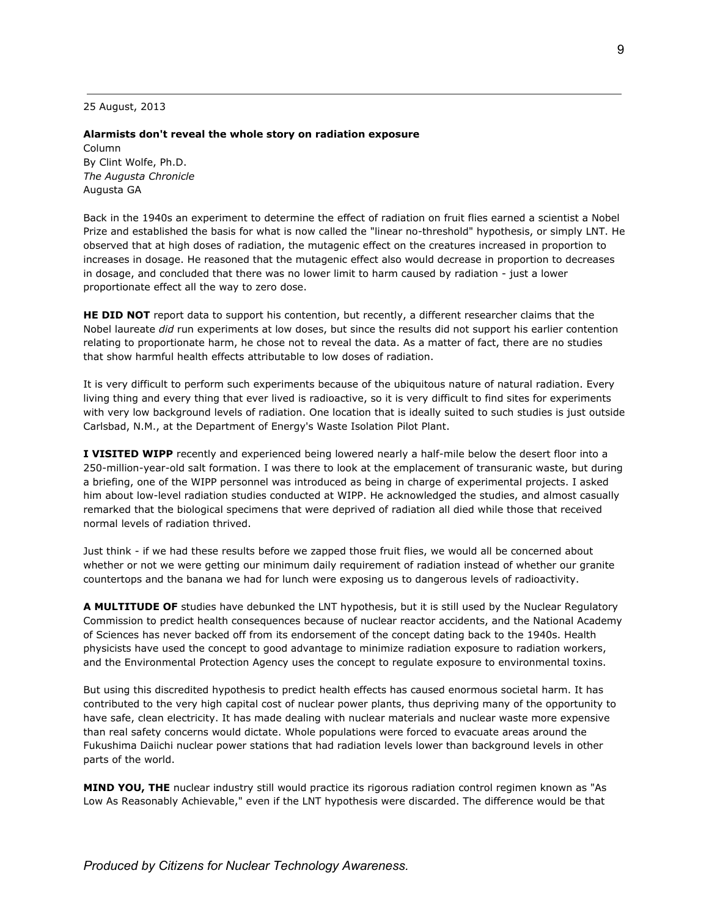25 August, 2013

**Alarmists don't reveal the whole story on radiation exposure**
Column
By Clint Wolfe, Ph.D.
*The Augusta Chronicle*
Augusta GA

Back in the 1940s an experiment to determine the effect of radiation on fruit flies earned a scientist a Nobel Prize and established the basis for what is now called the "linear no-threshold" hypothesis, or simply LNT. He observed that at high doses of radiation, the mutagenic effect on the creatures increased in proportion to increases in dosage. He reasoned that the mutagenic effect also would decrease in proportion to decreases in dosage, and concluded that there was no lower limit to harm caused by radiation - just a lower proportionate effect all the way to zero dose.

**HE DID NOT** report data to support his contention, but recently, a different researcher claims that the Nobel laureate *did* run experiments at low doses, but since the results did not support his earlier contention relating to proportionate harm, he chose not to reveal the data. As a matter of fact, there are no studies that show harmful health effects attributable to low doses of radiation.

It is very difficult to perform such experiments because of the ubiquitous nature of natural radiation. Every living thing and every thing that ever lived is radioactive, so it is very difficult to find sites for experiments with very low background levels of radiation. One location that is ideally suited to such studies is just outside Carlsbad, N.M., at the Department of Energy's Waste Isolation Pilot Plant.

**I VISITED WIPP** recently and experienced being lowered nearly a half-mile below the desert floor into a 250-million-year-old salt formation. I was there to look at the emplacement of transuranic waste, but during a briefing, one of the WIPP personnel was introduced as being in charge of experimental projects. I asked him about low-level radiation studies conducted at WIPP. He acknowledged the studies, and almost casually remarked that the biological specimens that were deprived of radiation all died while those that received normal levels of radiation thrived.

Just think - if we had these results before we zapped those fruit flies, we would all be concerned about whether or not we were getting our minimum daily requirement of radiation instead of whether our granite countertops and the banana we had for lunch were exposing us to dangerous levels of radioactivity.

**A MULTITUDE OF** studies have debunked the LNT hypothesis, but it is still used by the Nuclear Regulatory Commission to predict health consequences because of nuclear reactor accidents, and the National Academy of Sciences has never backed off from its endorsement of the concept dating back to the 1940s. Health physicists have used the concept to good advantage to minimize radiation exposure to radiation workers, and the Environmental Protection Agency uses the concept to regulate exposure to environmental toxins.

But using this discredited hypothesis to predict health effects has caused enormous societal harm. It has contributed to the very high capital cost of nuclear power plants, thus depriving many of the opportunity to have safe, clean electricity. It has made dealing with nuclear materials and nuclear waste more expensive than real safety concerns would dictate. Whole populations were forced to evacuate areas around the Fukushima Daiichi nuclear power stations that had radiation levels lower than background levels in other parts of the world.

**MIND YOU, THE** nuclear industry still would practice its rigorous radiation control regimen known as "As Low As Reasonably Achievable," even if the LNT hypothesis were discarded. The difference would be that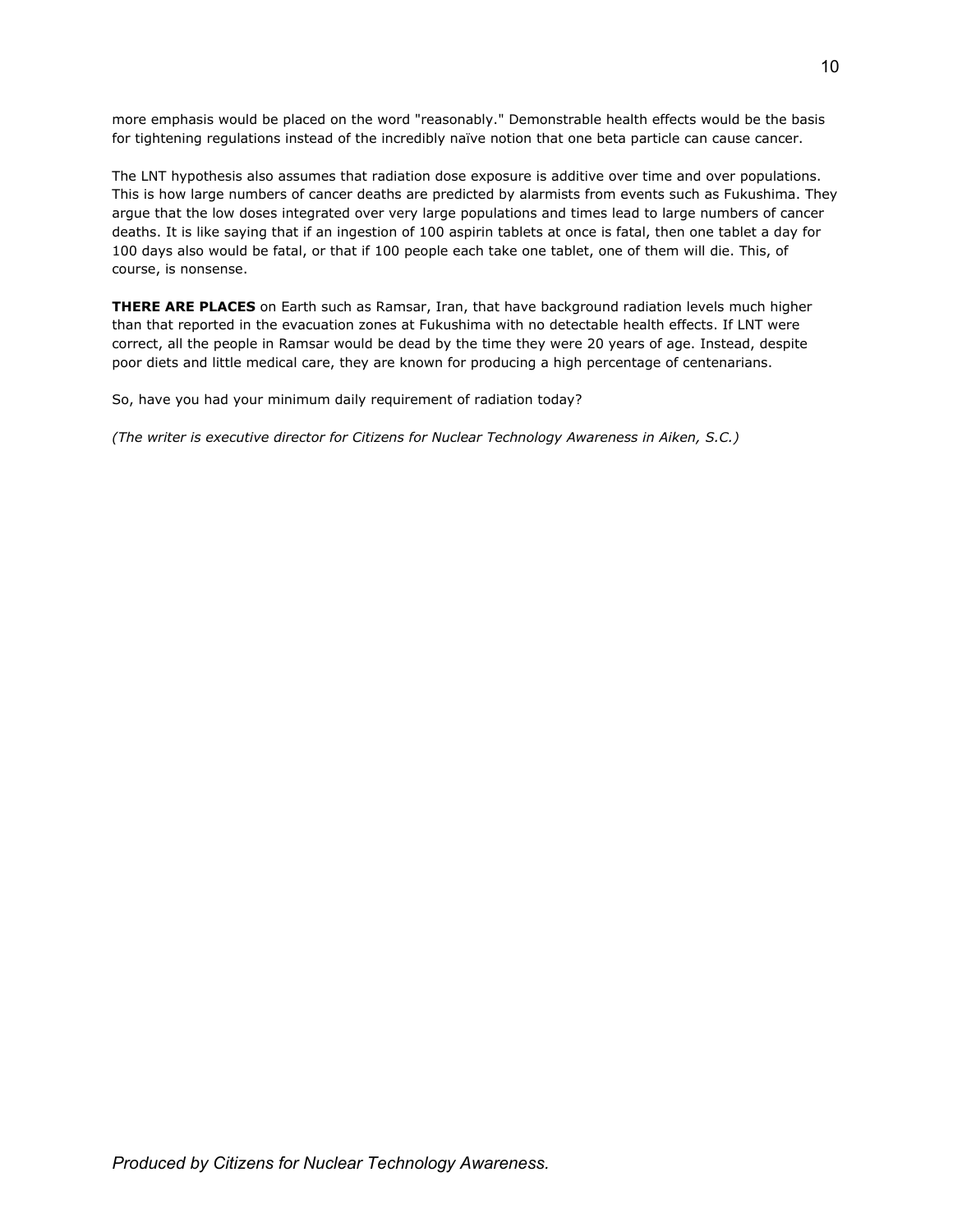more emphasis would be placed on the word "reasonably." Demonstrable health effects would be the basis for tightening regulations instead of the incredibly naïve notion that one beta particle can cause cancer.

The LNT hypothesis also assumes that radiation dose exposure is additive over time and over populations. This is how large numbers of cancer deaths are predicted by alarmists from events such as Fukushima. They argue that the low doses integrated over very large populations and times lead to large numbers of cancer deaths. It is like saying that if an ingestion of 100 aspirin tablets at once is fatal, then one tablet a day for 100 days also would be fatal, or that if 100 people each take one tablet, one of them will die. This, of course, is nonsense.

**THERE ARE PLACES** on Earth such as Ramsar, Iran, that have background radiation levels much higher than that reported in the evacuation zones at Fukushima with no detectable health effects. If LNT were correct, all the people in Ramsar would be dead by the time they were 20 years of age. Instead, despite poor diets and little medical care, they are known for producing a high percentage of centenarians.

So, have you had your minimum daily requirement of radiation today?

*(The writer is executive director for Citizens for Nuclear Technology Awareness in Aiken, S.C.)*

*Produced by Citizens for Nuclear Technology Awareness.*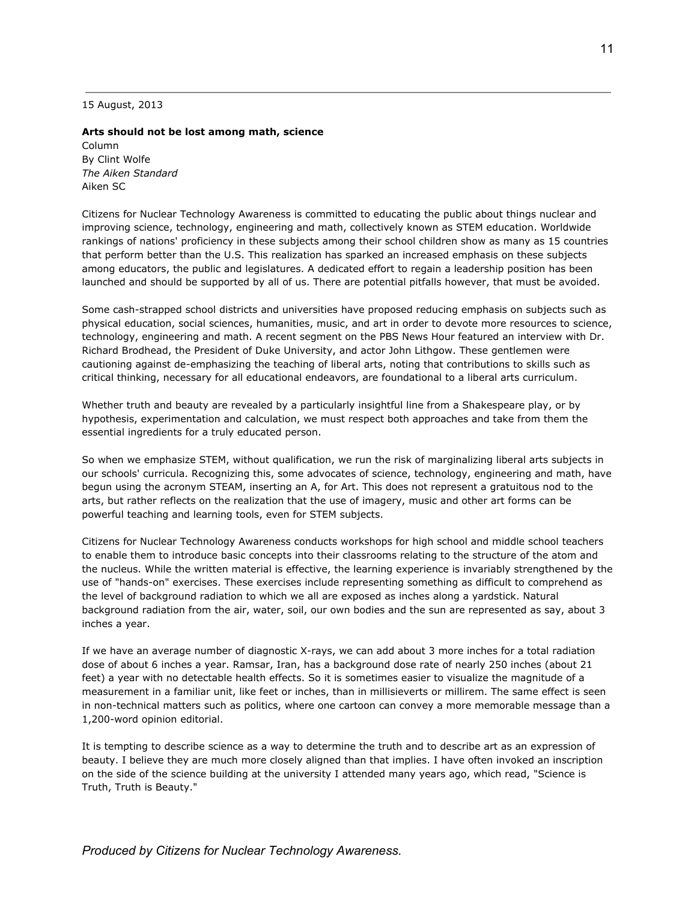15 August, 2013

**Arts should not be lost among math, science**

Column
By Clint Wolfe
*The Aiken Standard*
Aiken SC

Citizens for Nuclear Technology Awareness is committed to educating the public about things nuclear and improving science, technology, engineering and math, collectively known as STEM education. Worldwide rankings of nations' proficiency in these subjects among their school children show as many as 15 countries that perform better than the U.S. This realization has sparked an increased emphasis on these subjects among educators, the public and legislatures. A dedicated effort to regain a leadership position has been launched and should be supported by all of us. There are potential pitfalls however, that must be avoided.

Some cash-strapped school districts and universities have proposed reducing emphasis on subjects such as physical education, social sciences, humanities, music, and art in order to devote more resources to science, technology, engineering and math. A recent segment on the PBS News Hour featured an interview with Dr. Richard Brodhead, the President of Duke University, and actor John Lithgow. These gentlemen were cautioning against de-emphasizing the teaching of liberal arts, noting that contributions to skills such as critical thinking, necessary for all educational endeavors, are foundational to a liberal arts curriculum.

Whether truth and beauty are revealed by a particularly insightful line from a Shakespeare play, or by hypothesis, experimentation and calculation, we must respect both approaches and take from them the essential ingredients for a truly educated person.

So when we emphasize STEM, without qualification, we run the risk of marginalizing liberal arts subjects in our schools' curricula. Recognizing this, some advocates of science, technology, engineering and math, have begun using the acronym STEAM, inserting an A, for Art. This does not represent a gratuitous nod to the arts, but rather reflects on the realization that the use of imagery, music and other art forms can be powerful teaching and learning tools, even for STEM subjects.

Citizens for Nuclear Technology Awareness conducts workshops for high school and middle school teachers to enable them to introduce basic concepts into their classrooms relating to the structure of the atom and the nucleus. While the written material is effective, the learning experience is invariably strengthened by the use of "hands-on" exercises. These exercises include representing something as difficult to comprehend as the level of background radiation to which we all are exposed as inches along a yardstick. Natural background radiation from the air, water, soil, our own bodies and the sun are represented as say, about 3 inches a year.

If we have an average number of diagnostic X-rays, we can add about 3 more inches for a total radiation dose of about 6 inches a year. Ramsar, Iran, has a background dose rate of nearly 250 inches (about 21 feet) a year with no detectable health effects. So it is sometimes easier to visualize the magnitude of a measurement in a familiar unit, like feet or inches, than in millisieverts or millirem. The same effect is seen in non-technical matters such as politics, where one cartoon can convey a more memorable message than a 1,200-word opinion editorial.

It is tempting to describe science as a way to determine the truth and to describe art as an expression of beauty. I believe they are much more closely aligned than that implies. I have often invoked an inscription on the side of the science building at the university I attended many years ago, which read, "Science is Truth, Truth is Beauty."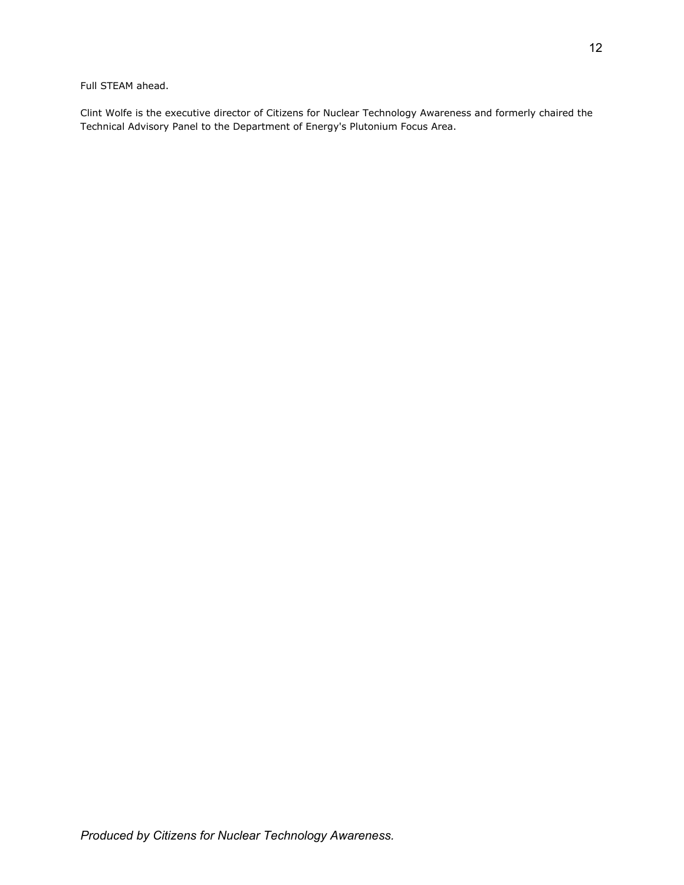Full STEAM ahead.

Clint Wolfe is the executive director of Citizens for Nuclear Technology Awareness and formerly chaired the Technical Advisory Panel to the Department of Energy's Plutonium Focus Area.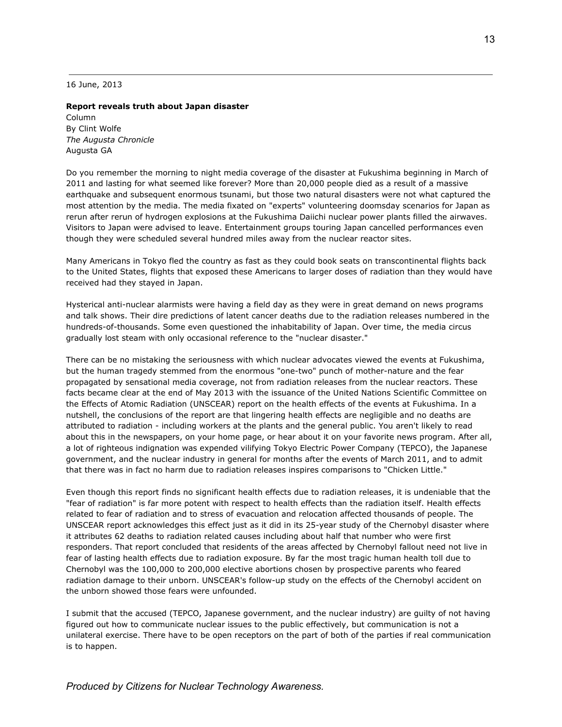16 June, 2013

**Report reveals truth about Japan disaster**
Column
By Clint Wolfe
*The Augusta Chronicle*
Augusta GA

Do you remember the morning to night media coverage of the disaster at Fukushima beginning in March of 2011 and lasting for what seemed like forever? More than 20,000 people died as a result of a massive earthquake and subsequent enormous tsunami, but those two natural disasters were not what captured the most attention by the media. The media fixated on "experts" volunteering doomsday scenarios for Japan as rerun after rerun of hydrogen explosions at the Fukushima Daiichi nuclear power plants filled the airwaves. Visitors to Japan were advised to leave. Entertainment groups touring Japan cancelled performances even though they were scheduled several hundred miles away from the nuclear reactor sites.

Many Americans in Tokyo fled the country as fast as they could book seats on transcontinental flights back to the United States, flights that exposed these Americans to larger doses of radiation than they would have received had they stayed in Japan.

Hysterical anti-nuclear alarmists were having a field day as they were in great demand on news programs and talk shows. Their dire predictions of latent cancer deaths due to the radiation releases numbered in the hundreds-of-thousands. Some even questioned the inhabitability of Japan. Over time, the media circus gradually lost steam with only occasional reference to the "nuclear disaster."

There can be no mistaking the seriousness with which nuclear advocates viewed the events at Fukushima, but the human tragedy stemmed from the enormous "one-two" punch of mother-nature and the fear propagated by sensational media coverage, not from radiation releases from the nuclear reactors. These facts became clear at the end of May 2013 with the issuance of the United Nations Scientific Committee on the Effects of Atomic Radiation (UNSCEAR) report on the health effects of the events at Fukushima. In a nutshell, the conclusions of the report are that lingering health effects are negligible and no deaths are attributed to radiation - including workers at the plants and the general public. You aren't likely to read about this in the newspapers, on your home page, or hear about it on your favorite news program. After all, a lot of righteous indignation was expended vilifying Tokyo Electric Power Company (TEPCO), the Japanese government, and the nuclear industry in general for months after the events of March 2011, and to admit that there was in fact no harm due to radiation releases inspires comparisons to "Chicken Little."

Even though this report finds no significant health effects due to radiation releases, it is undeniable that the "fear of radiation" is far more potent with respect to health effects than the radiation itself. Health effects related to fear of radiation and to stress of evacuation and relocation affected thousands of people. The UNSCEAR report acknowledges this effect just as it did in its 25-year study of the Chernobyl disaster where it attributes 62 deaths to radiation related causes including about half that number who were first responders. That report concluded that residents of the areas affected by Chernobyl fallout need not live in fear of lasting health effects due to radiation exposure. By far the most tragic human health toll due to Chernobyl was the 100,000 to 200,000 elective abortions chosen by prospective parents who feared radiation damage to their unborn. UNSCEAR's follow-up study on the effects of the Chernobyl accident on the unborn showed those fears were unfounded.

I submit that the accused (TEPCO, Japanese government, and the nuclear industry) are guilty of not having figured out how to communicate nuclear issues to the public effectively, but communication is not a unilateral exercise. There have to be open receptors on the part of both of the parties if real communication is to happen.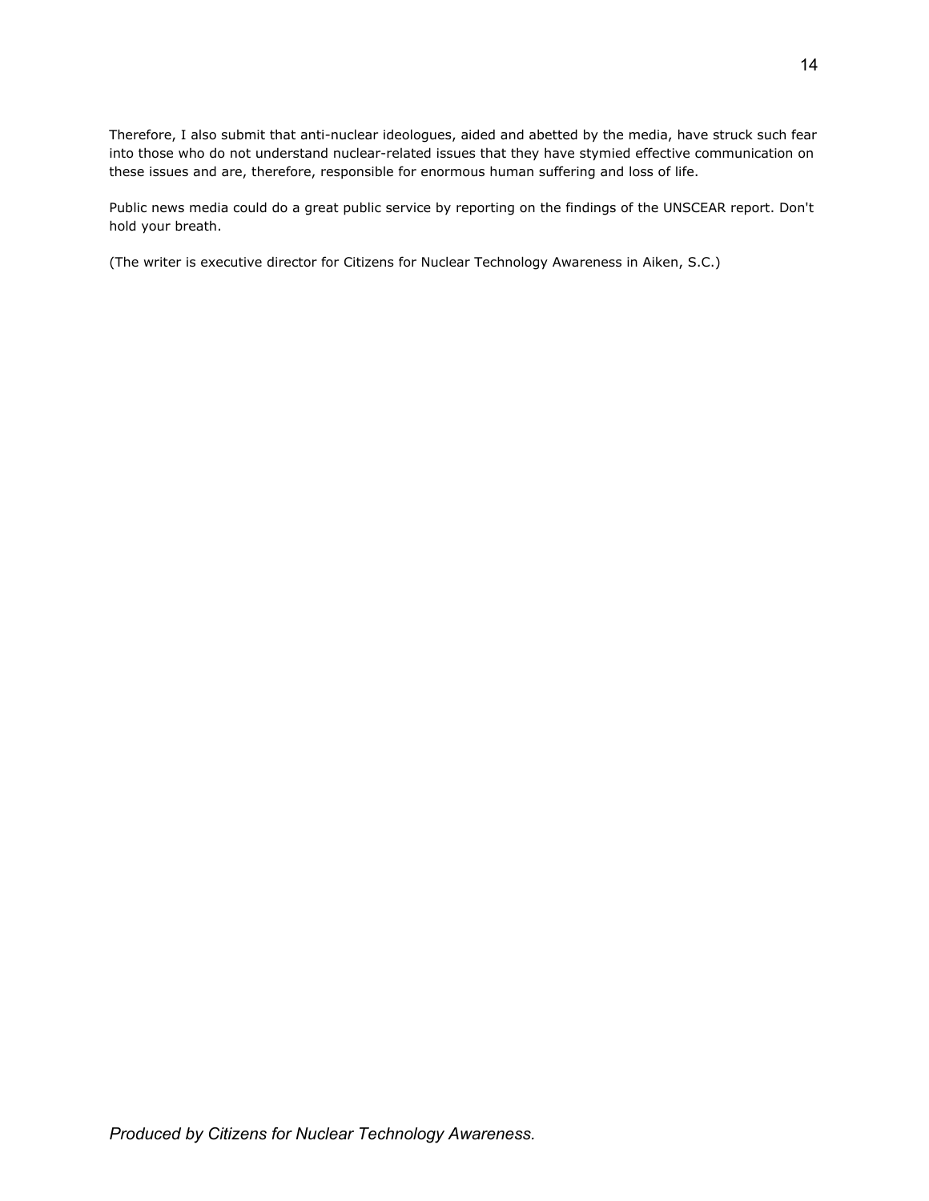Therefore, I also submit that anti-nuclear ideologues, aided and abetted by the media, have struck such fear into those who do not understand nuclear-related issues that they have stymied effective communication on these issues and are, therefore, responsible for enormous human suffering and loss of life.

Public news media could do a great public service by reporting on the findings of the UNSCEAR report. Don't hold your breath.

(The writer is executive director for Citizens for Nuclear Technology Awareness in Aiken, S.C.)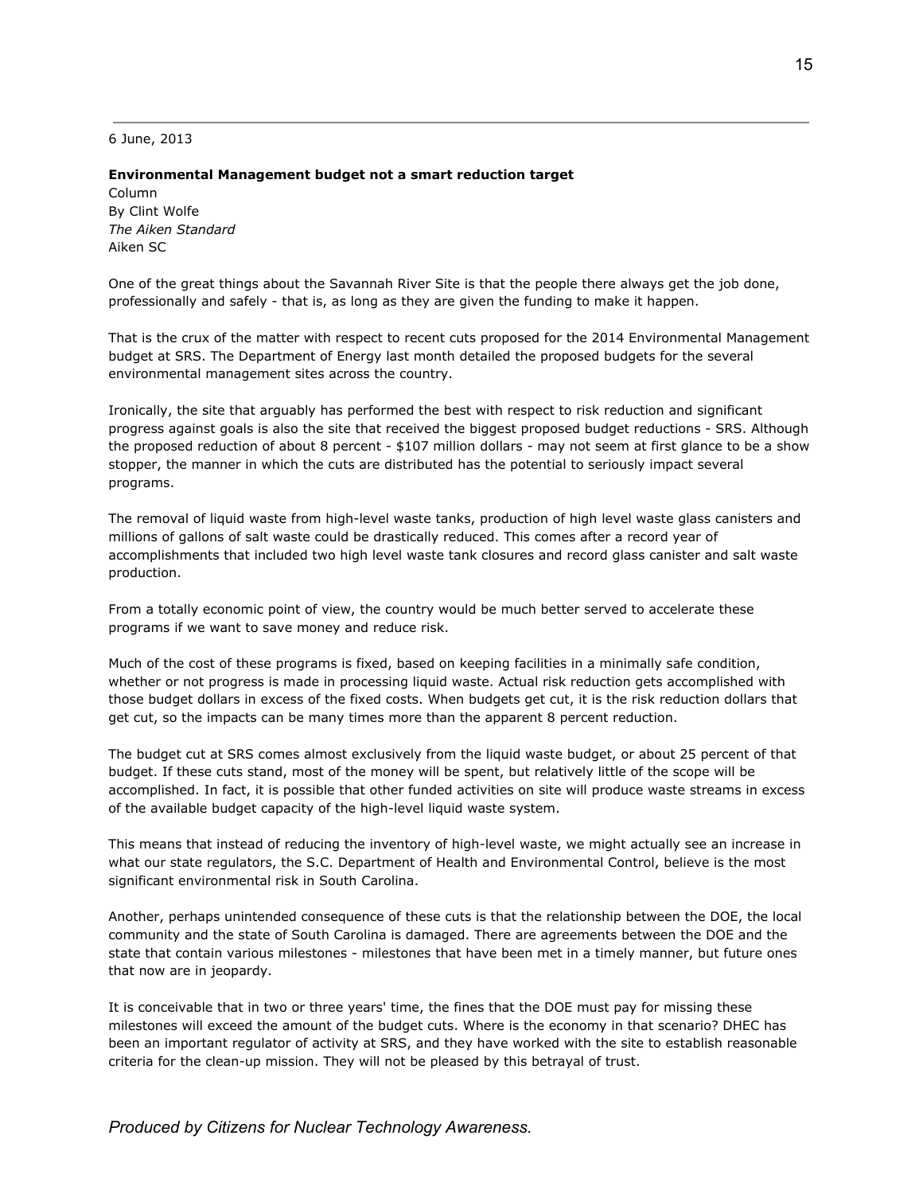6 June, 2013

**Environmental Management budget not a smart reduction target**
Column
By Clint Wolfe
*The Aiken Standard*
Aiken SC

One of the great things about the Savannah River Site is that the people there always get the job done, professionally and safely - that is, as long as they are given the funding to make it happen.

That is the crux of the matter with respect to recent cuts proposed for the 2014 Environmental Management budget at SRS. The Department of Energy last month detailed the proposed budgets for the several environmental management sites across the country.

Ironically, the site that arguably has performed the best with respect to risk reduction and significant progress against goals is also the site that received the biggest proposed budget reductions - SRS. Although the proposed reduction of about 8 percent - $107 million dollars - may not seem at first glance to be a show stopper, the manner in which the cuts are distributed has the potential to seriously impact several programs.

The removal of liquid waste from high-level waste tanks, production of high level waste glass canisters and millions of gallons of salt waste could be drastically reduced. This comes after a record year of accomplishments that included two high level waste tank closures and record glass canister and salt waste production.

From a totally economic point of view, the country would be much better served to accelerate these programs if we want to save money and reduce risk.

Much of the cost of these programs is fixed, based on keeping facilities in a minimally safe condition, whether or not progress is made in processing liquid waste. Actual risk reduction gets accomplished with those budget dollars in excess of the fixed costs. When budgets get cut, it is the risk reduction dollars that get cut, so the impacts can be many times more than the apparent 8 percent reduction.

The budget cut at SRS comes almost exclusively from the liquid waste budget, or about 25 percent of that budget. If these cuts stand, most of the money will be spent, but relatively little of the scope will be accomplished. In fact, it is possible that other funded activities on site will produce waste streams in excess of the available budget capacity of the high-level liquid waste system.

This means that instead of reducing the inventory of high-level waste, we might actually see an increase in what our state regulators, the S.C. Department of Health and Environmental Control, believe is the most significant environmental risk in South Carolina.

Another, perhaps unintended consequence of these cuts is that the relationship between the DOE, the local community and the state of South Carolina is damaged. There are agreements between the DOE and the state that contain various milestones - milestones that have been met in a timely manner, but future ones that now are in jeopardy.

It is conceivable that in two or three years' time, the fines that the DOE must pay for missing these milestones will exceed the amount of the budget cuts. Where is the economy in that scenario? DHEC has been an important regulator of activity at SRS, and they have worked with the site to establish reasonable criteria for the clean-up mission. They will not be pleased by this betrayal of trust.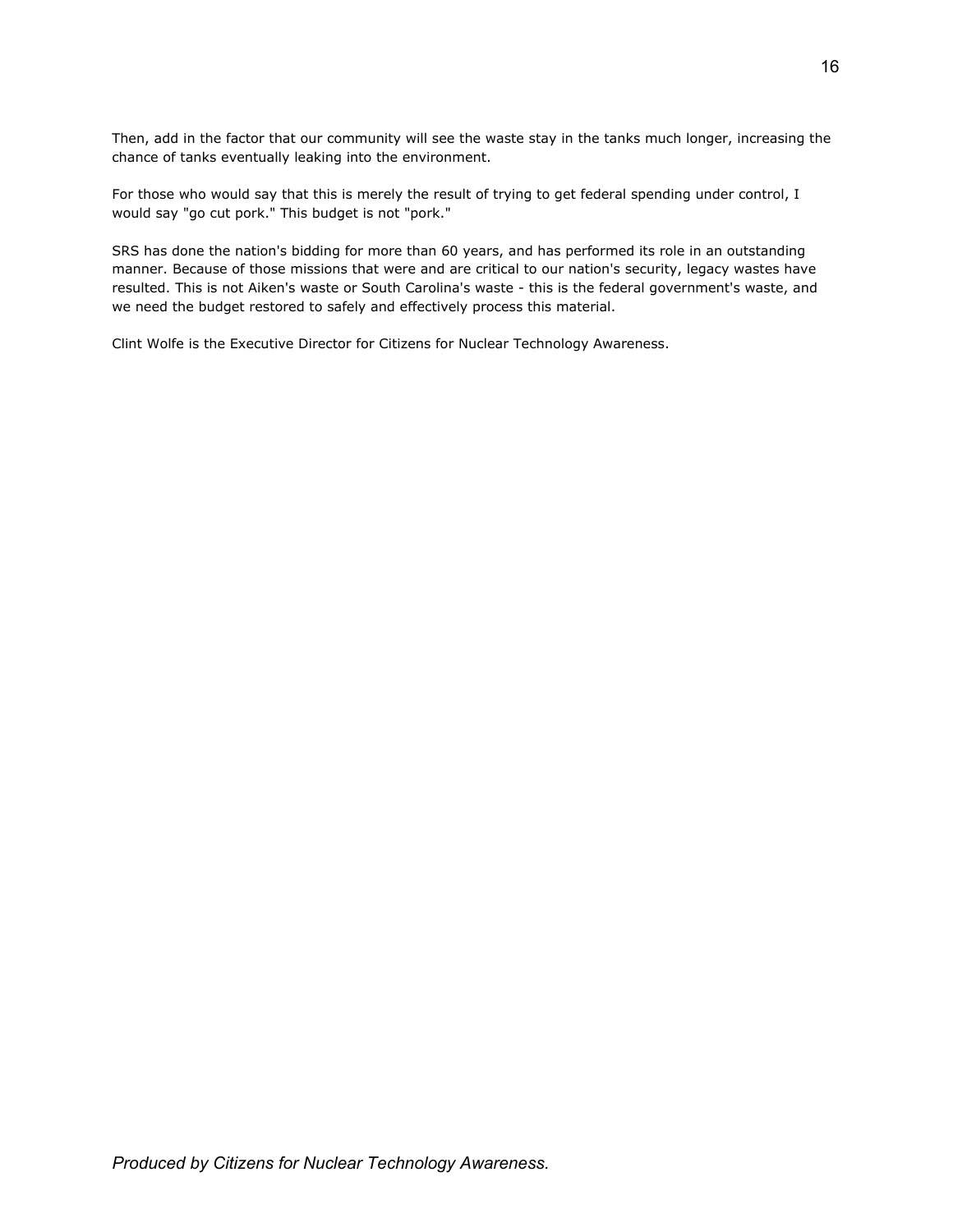Then, add in the factor that our community will see the waste stay in the tanks much longer, increasing the chance of tanks eventually leaking into the environment.

For those who would say that this is merely the result of trying to get federal spending under control, I would say "go cut pork." This budget is not "pork."

SRS has done the nation's bidding for more than 60 years, and has performed its role in an outstanding manner. Because of those missions that were and are critical to our nation's security, legacy wastes have resulted. This is not Aiken's waste or South Carolina's waste - this is the federal government's waste, and we need the budget restored to safely and effectively process this material.

Clint Wolfe is the Executive Director for Citizens for Nuclear Technology Awareness.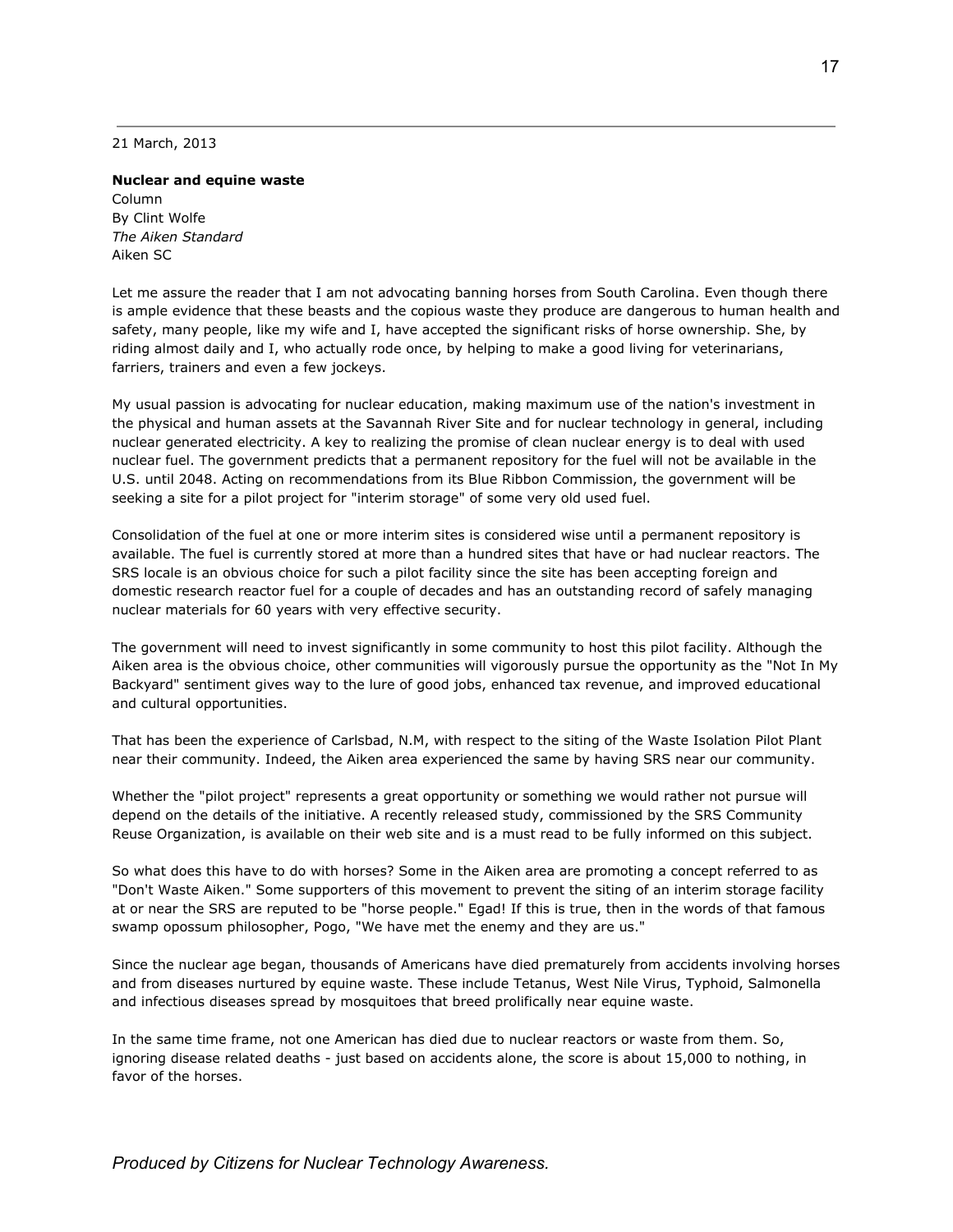21 March, 2013

**Nuclear and equine waste**
Column
By Clint Wolfe
*The Aiken Standard*
Aiken SC

Let me assure the reader that I am not advocating banning horses from South Carolina. Even though there is ample evidence that these beasts and the copious waste they produce are dangerous to human health and safety, many people, like my wife and I, have accepted the significant risks of horse ownership. She, by riding almost daily and I, who actually rode once, by helping to make a good living for veterinarians, farriers, trainers and even a few jockeys.

My usual passion is advocating for nuclear education, making maximum use of the nation's investment in the physical and human assets at the Savannah River Site and for nuclear technology in general, including nuclear generated electricity. A key to realizing the promise of clean nuclear energy is to deal with used nuclear fuel. The government predicts that a permanent repository for the fuel will not be available in the U.S. until 2048. Acting on recommendations from its Blue Ribbon Commission, the government will be seeking a site for a pilot project for "interim storage" of some very old used fuel.

Consolidation of the fuel at one or more interim sites is considered wise until a permanent repository is available. The fuel is currently stored at more than a hundred sites that have or had nuclear reactors. The SRS locale is an obvious choice for such a pilot facility since the site has been accepting foreign and domestic research reactor fuel for a couple of decades and has an outstanding record of safely managing nuclear materials for 60 years with very effective security.

The government will need to invest significantly in some community to host this pilot facility. Although the Aiken area is the obvious choice, other communities will vigorously pursue the opportunity as the "Not In My Backyard" sentiment gives way to the lure of good jobs, enhanced tax revenue, and improved educational and cultural opportunities.

That has been the experience of Carlsbad, N.M, with respect to the siting of the Waste Isolation Pilot Plant near their community. Indeed, the Aiken area experienced the same by having SRS near our community.

Whether the "pilot project" represents a great opportunity or something we would rather not pursue will depend on the details of the initiative. A recently released study, commissioned by the SRS Community Reuse Organization, is available on their web site and is a must read to be fully informed on this subject.

So what does this have to do with horses? Some in the Aiken area are promoting a concept referred to as "Don't Waste Aiken." Some supporters of this movement to prevent the siting of an interim storage facility at or near the SRS are reputed to be "horse people." Egad! If this is true, then in the words of that famous swamp opossum philosopher, Pogo, "We have met the enemy and they are us."

Since the nuclear age began, thousands of Americans have died prematurely from accidents involving horses and from diseases nurtured by equine waste. These include Tetanus, West Nile Virus, Typhoid, Salmonella and infectious diseases spread by mosquitoes that breed prolifically near equine waste.

In the same time frame, not one American has died due to nuclear reactors or waste from them. So, ignoring disease related deaths - just based on accidents alone, the score is about 15,000 to nothing, in favor of the horses.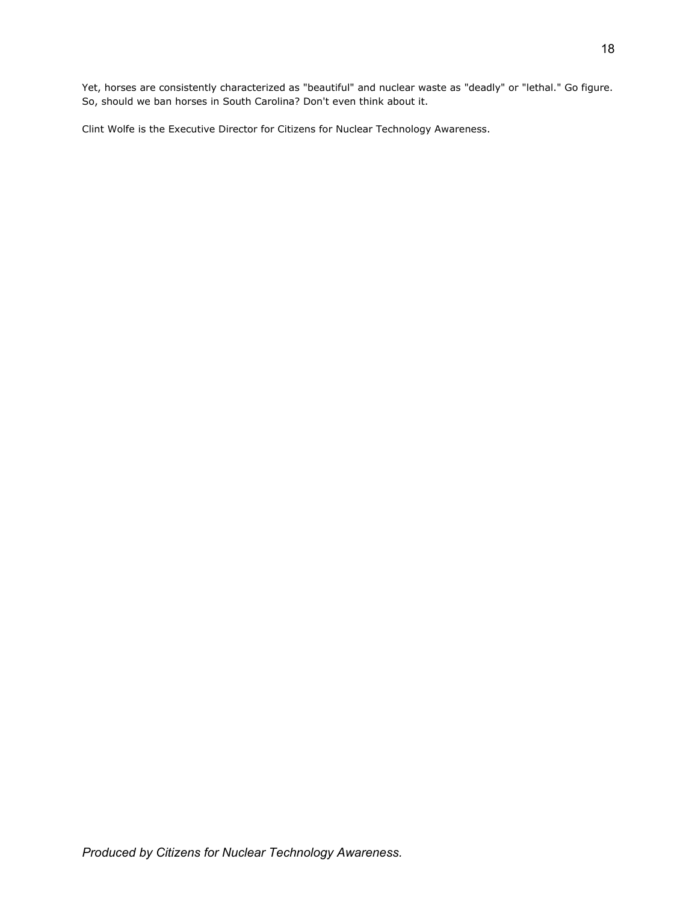Yet, horses are consistently characterized as "beautiful" and nuclear waste as "deadly" or "lethal." Go figure. So, should we ban horses in South Carolina? Don't even think about it.

Clint Wolfe is the Executive Director for Citizens for Nuclear Technology Awareness.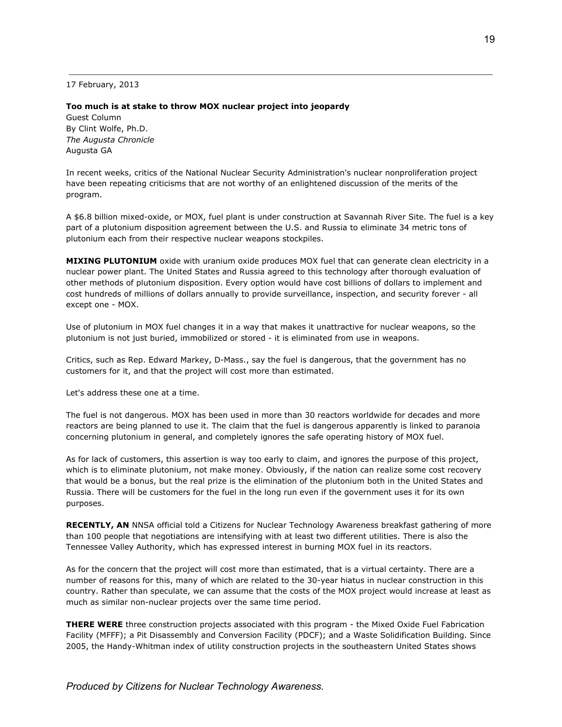17 February, 2013

**Too much is at stake to throw MOX nuclear project into jeopardy**
Guest Column
By Clint Wolfe, Ph.D.
*The Augusta Chronicle*
Augusta GA

In recent weeks, critics of the National Nuclear Security Administration's nuclear nonproliferation project have been repeating criticisms that are not worthy of an enlightened discussion of the merits of the program.

A $6.8 billion mixed-oxide, or MOX, fuel plant is under construction at Savannah River Site. The fuel is a key part of a plutonium disposition agreement between the U.S. and Russia to eliminate 34 metric tons of plutonium each from their respective nuclear weapons stockpiles.

**MIXING PLUTONIUM** oxide with uranium oxide produces MOX fuel that can generate clean electricity in a nuclear power plant. The United States and Russia agreed to this technology after thorough evaluation of other methods of plutonium disposition. Every option would have cost billions of dollars to implement and cost hundreds of millions of dollars annually to provide surveillance, inspection, and security forever - all except one - MOX.

Use of plutonium in MOX fuel changes it in a way that makes it unattractive for nuclear weapons, so the plutonium is not just buried, immobilized or stored - it is eliminated from use in weapons.

Critics, such as Rep. Edward Markey, D-Mass., say the fuel is dangerous, that the government has no customers for it, and that the project will cost more than estimated.

Let's address these one at a time.

The fuel is not dangerous. MOX has been used in more than 30 reactors worldwide for decades and more reactors are being planned to use it. The claim that the fuel is dangerous apparently is linked to paranoia concerning plutonium in general, and completely ignores the safe operating history of MOX fuel.

As for lack of customers, this assertion is way too early to claim, and ignores the purpose of this project, which is to eliminate plutonium, not make money. Obviously, if the nation can realize some cost recovery that would be a bonus, but the real prize is the elimination of the plutonium both in the United States and Russia. There will be customers for the fuel in the long run even if the government uses it for its own purposes.

**RECENTLY, AN** NNSA official told a Citizens for Nuclear Technology Awareness breakfast gathering of more than 100 people that negotiations are intensifying with at least two different utilities. There is also the Tennessee Valley Authority, which has expressed interest in burning MOX fuel in its reactors.

As for the concern that the project will cost more than estimated, that is a virtual certainty. There are a number of reasons for this, many of which are related to the 30-year hiatus in nuclear construction in this country. Rather than speculate, we can assume that the costs of the MOX project would increase at least as much as similar non-nuclear projects over the same time period.

**THERE WERE** three construction projects associated with this program - the Mixed Oxide Fuel Fabrication Facility (MFFF); a Pit Disassembly and Conversion Facility (PDCF); and a Waste Solidification Building. Since 2005, the Handy-Whitman index of utility construction projects in the southeastern United States shows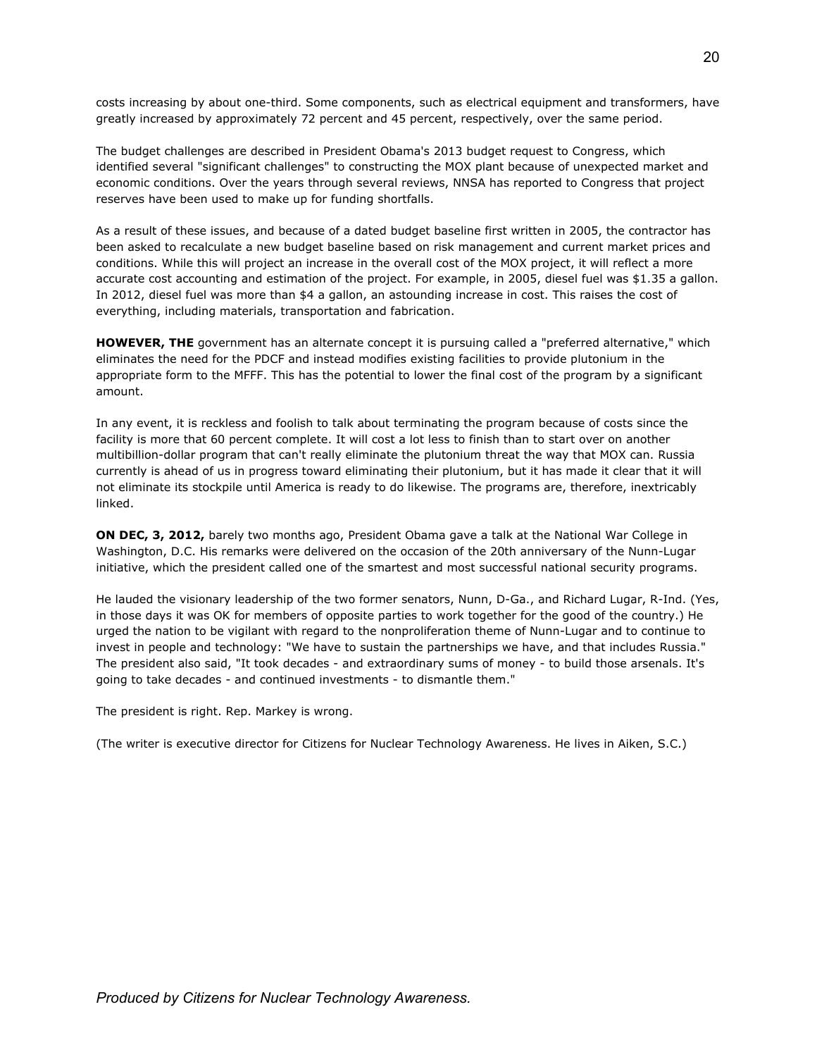costs increasing by about one-third. Some components, such as electrical equipment and transformers, have greatly increased by approximately 72 percent and 45 percent, respectively, over the same period.

The budget challenges are described in President Obama's 2013 budget request to Congress, which identified several "significant challenges" to constructing the MOX plant because of unexpected market and economic conditions. Over the years through several reviews, NNSA has reported to Congress that project reserves have been used to make up for funding shortfalls.

As a result of these issues, and because of a dated budget baseline first written in 2005, the contractor has been asked to recalculate a new budget baseline based on risk management and current market prices and conditions. While this will project an increase in the overall cost of the MOX project, it will reflect a more accurate cost accounting and estimation of the project. For example, in 2005, diesel fuel was $1.35 a gallon. In 2012, diesel fuel was more than $4 a gallon, an astounding increase in cost. This raises the cost of everything, including materials, transportation and fabrication.

**HOWEVER, THE** government has an alternate concept it is pursuing called a "preferred alternative," which eliminates the need for the PDCF and instead modifies existing facilities to provide plutonium in the appropriate form to the MFFF. This has the potential to lower the final cost of the program by a significant amount.

In any event, it is reckless and foolish to talk about terminating the program because of costs since the facility is more that 60 percent complete. It will cost a lot less to finish than to start over on another multibillion-dollar program that can't really eliminate the plutonium threat the way that MOX can. Russia currently is ahead of us in progress toward eliminating their plutonium, but it has made it clear that it will not eliminate its stockpile until America is ready to do likewise. The programs are, therefore, inextricably linked.

**ON DEC, 3, 2012,** barely two months ago, President Obama gave a talk at the National War College in Washington, D.C. His remarks were delivered on the occasion of the 20th anniversary of the Nunn-Lugar initiative, which the president called one of the smartest and most successful national security programs.

He lauded the visionary leadership of the two former senators, Nunn, D-Ga., and Richard Lugar, R-Ind. (Yes, in those days it was OK for members of opposite parties to work together for the good of the country.) He urged the nation to be vigilant with regard to the nonproliferation theme of Nunn-Lugar and to continue to invest in people and technology: "We have to sustain the partnerships we have, and that includes Russia." The president also said, "It took decades - and extraordinary sums of money - to build those arsenals. It's going to take decades - and continued investments - to dismantle them."

The president is right. Rep. Markey is wrong.

(The writer is executive director for Citizens for Nuclear Technology Awareness. He lives in Aiken, S.C.)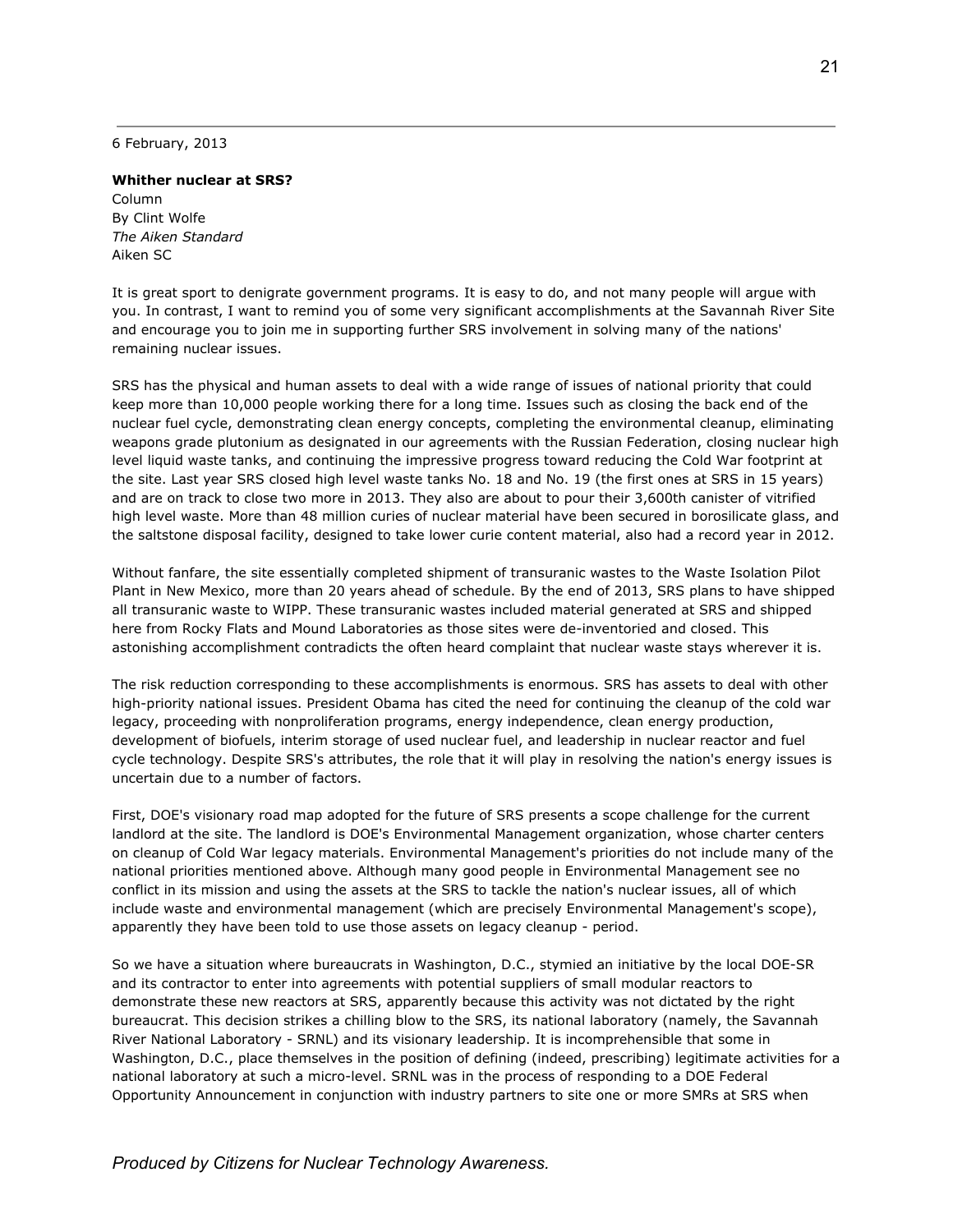6 February, 2013

**Whither nuclear at SRS?**
Column
By Clint Wolfe
*The Aiken Standard*
Aiken SC

It is great sport to denigrate government programs. It is easy to do, and not many people will argue with you. In contrast, I want to remind you of some very significant accomplishments at the Savannah River Site and encourage you to join me in supporting further SRS involvement in solving many of the nations' remaining nuclear issues.

SRS has the physical and human assets to deal with a wide range of issues of national priority that could keep more than 10,000 people working there for a long time. Issues such as closing the back end of the nuclear fuel cycle, demonstrating clean energy concepts, completing the environmental cleanup, eliminating weapons grade plutonium as designated in our agreements with the Russian Federation, closing nuclear high level liquid waste tanks, and continuing the impressive progress toward reducing the Cold War footprint at the site. Last year SRS closed high level waste tanks No. 18 and No. 19 (the first ones at SRS in 15 years) and are on track to close two more in 2013. They also are about to pour their 3,600th canister of vitrified high level waste. More than 48 million curies of nuclear material have been secured in borosilicate glass, and the saltstone disposal facility, designed to take lower curie content material, also had a record year in 2012.

Without fanfare, the site essentially completed shipment of transuranic wastes to the Waste Isolation Pilot Plant in New Mexico, more than 20 years ahead of schedule. By the end of 2013, SRS plans to have shipped all transuranic waste to WIPP. These transuranic wastes included material generated at SRS and shipped here from Rocky Flats and Mound Laboratories as those sites were de-inventoried and closed. This astonishing accomplishment contradicts the often heard complaint that nuclear waste stays wherever it is.

The risk reduction corresponding to these accomplishments is enormous. SRS has assets to deal with other high-priority national issues. President Obama has cited the need for continuing the cleanup of the cold war legacy, proceeding with nonproliferation programs, energy independence, clean energy production, development of biofuels, interim storage of used nuclear fuel, and leadership in nuclear reactor and fuel cycle technology. Despite SRS's attributes, the role that it will play in resolving the nation's energy issues is uncertain due to a number of factors.

First, DOE's visionary road map adopted for the future of SRS presents a scope challenge for the current landlord at the site. The landlord is DOE's Environmental Management organization, whose charter centers on cleanup of Cold War legacy materials. Environmental Management's priorities do not include many of the national priorities mentioned above. Although many good people in Environmental Management see no conflict in its mission and using the assets at the SRS to tackle the nation's nuclear issues, all of which include waste and environmental management (which are precisely Environmental Management's scope), apparently they have been told to use those assets on legacy cleanup - period.

So we have a situation where bureaucrats in Washington, D.C., stymied an initiative by the local DOE-SR and its contractor to enter into agreements with potential suppliers of small modular reactors to demonstrate these new reactors at SRS, apparently because this activity was not dictated by the right bureaucrat. This decision strikes a chilling blow to the SRS, its national laboratory (namely, the Savannah River National Laboratory - SRNL) and its visionary leadership. It is incomprehensible that some in Washington, D.C., place themselves in the position of defining (indeed, prescribing) legitimate activities for a national laboratory at such a micro-level. SRNL was in the process of responding to a DOE Federal Opportunity Announcement in conjunction with industry partners to site one or more SMRs at SRS when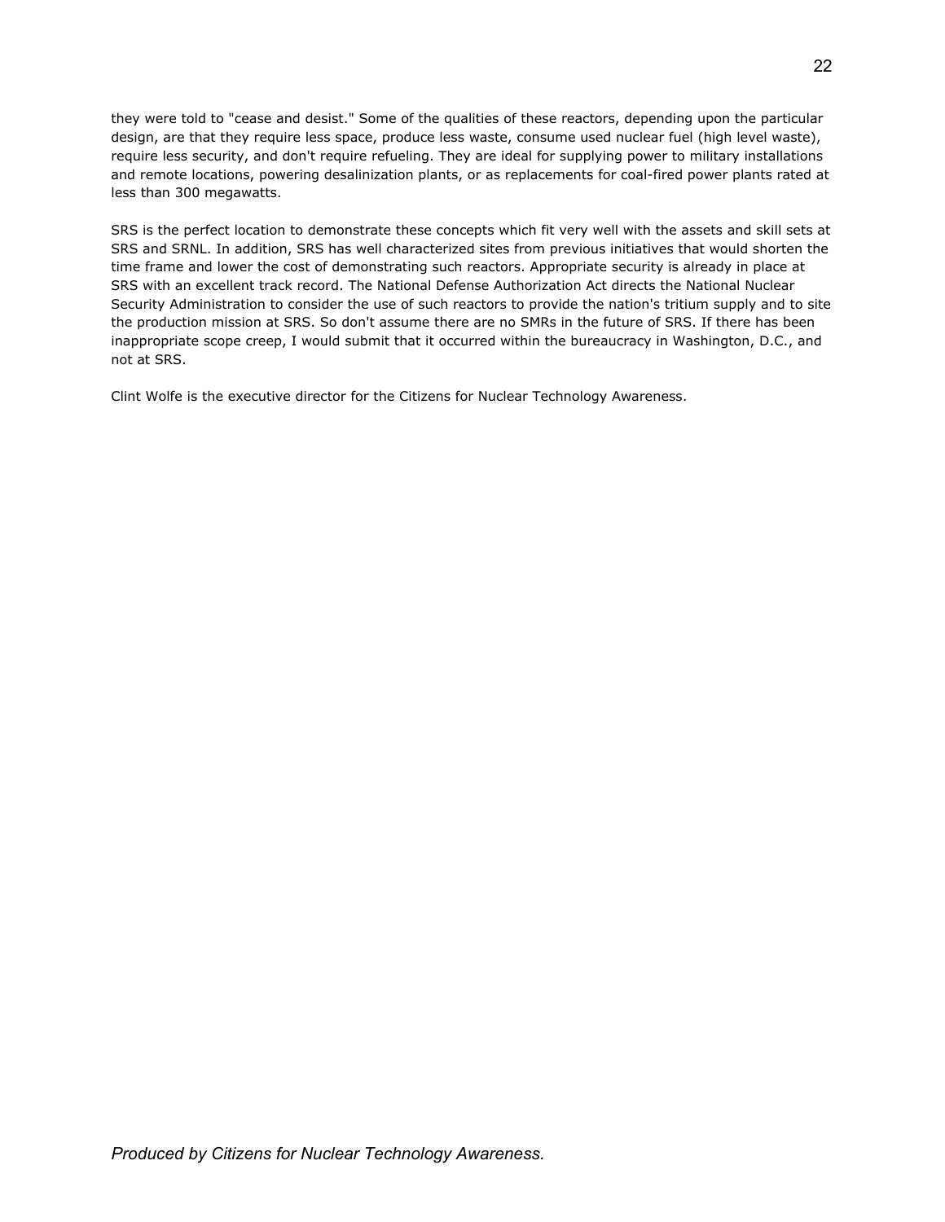they were told to "cease and desist." Some of the qualities of these reactors, depending upon the particular design, are that they require less space, produce less waste, consume used nuclear fuel (high level waste), require less security, and don't require refueling. They are ideal for supplying power to military installations and remote locations, powering desalinization plants, or as replacements for coal-fired power plants rated at less than 300 megawatts.

SRS is the perfect location to demonstrate these concepts which fit very well with the assets and skill sets at SRS and SRNL. In addition, SRS has well characterized sites from previous initiatives that would shorten the time frame and lower the cost of demonstrating such reactors. Appropriate security is already in place at SRS with an excellent track record. The National Defense Authorization Act directs the National Nuclear Security Administration to consider the use of such reactors to provide the nation's tritium supply and to site the production mission at SRS. So don't assume there are no SMRs in the future of SRS. If there has been inappropriate scope creep, I would submit that it occurred within the bureaucracy in Washington, D.C., and not at SRS.

Clint Wolfe is the executive director for the Citizens for Nuclear Technology Awareness.